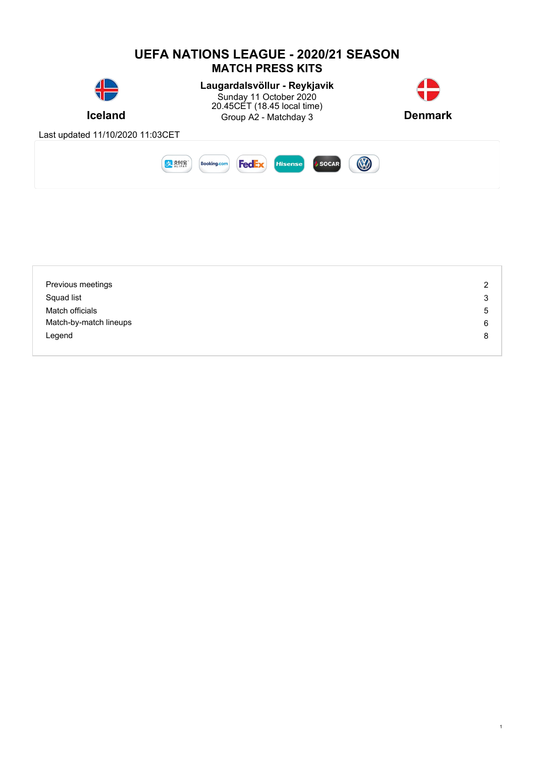# UEFA NATIONS LEAGUE - 2020/21 SEASON
## MATCH PRESS KITS

**Iceland**

**Laugardalsvöllur - Reykjavik**
Sunday 11 October 2020
20.45CET (18.45 local time)
Group A2 - Matchday 3

**Denmark**

Last updated 11/10/2020 11:03CET

| | |
|---|---|
| Previous meetings | 2 |
| Squad list | 3 |
| Match officials | 5 |
| Match-by-match lineups | 6 |
| Legend | 8 |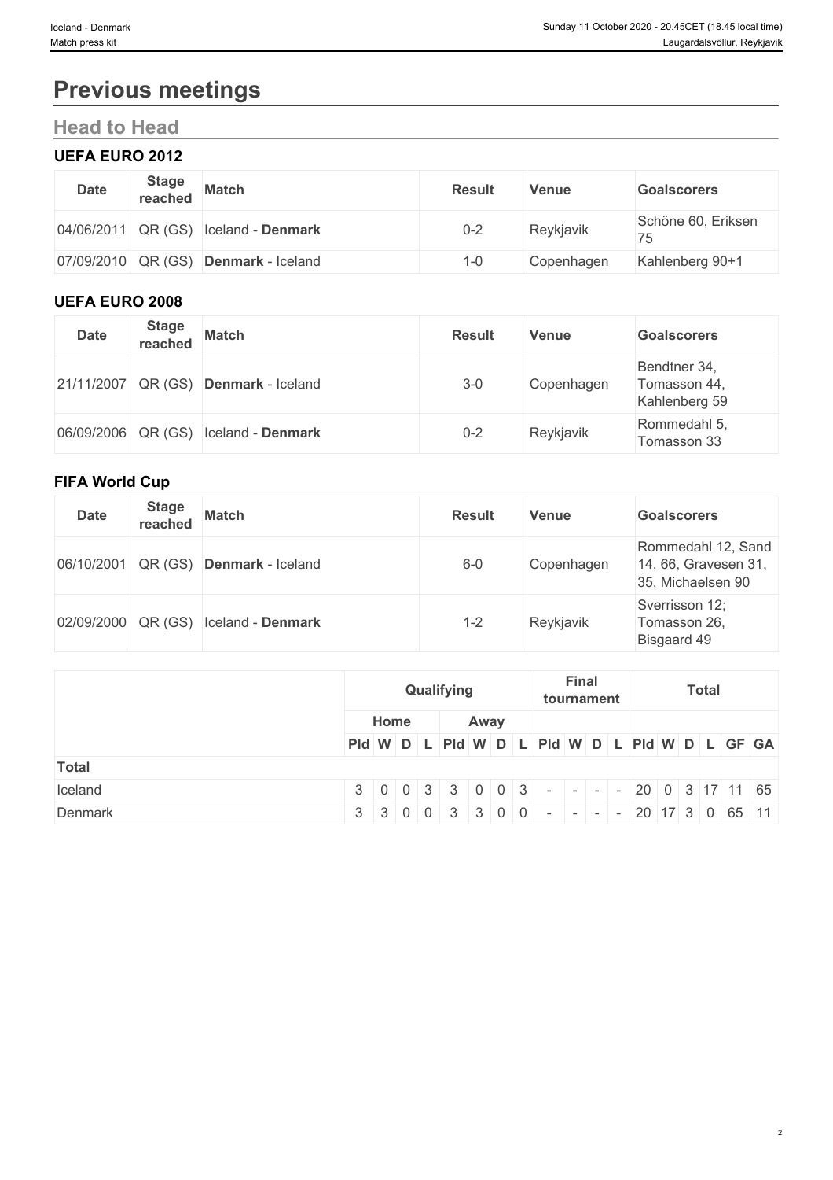# Previous meetings

## Head to Head

### UEFA EURO 2012

| Date | Stage reached | Match | Result | Venue | Goalscorers |
|---|---|---|---|---|---|
| 04/06/2011 | QR (GS) | Iceland - **Denmark** | 0-2 | Reykjavik | Schöne 60, Eriksen 75 |
| 07/09/2010 | QR (GS) | **Denmark** - Iceland | 1-0 | Copenhagen | Kahlenberg 90+1 |

### UEFA EURO 2008

| Date | Stage reached | Match | Result | Venue | Goalscorers |
|---|---|---|---|---|---|
| 21/11/2007 | QR (GS) | **Denmark** - Iceland | 3-0 | Copenhagen | Bendtner 34, Tomasson 44, Kahlenberg 59 |
| 06/09/2006 | QR (GS) | Iceland - **Denmark** | 0-2 | Reykjavik | Rommedahl 5, Tomasson 33 |

### FIFA World Cup

| Date | Stage reached | Match | Result | Venue | Goalscorers |
|---|---|---|---|---|---|
| 06/10/2001 | QR (GS) | **Denmark** - Iceland | 6-0 | Copenhagen | Rommedahl 12, Sand 14, 66, Gravesen 31, 35, Michaelsen 90 |
| 02/09/2000 | QR (GS) | Iceland - **Denmark** | 1-2 | Reykjavik | Sverrisson 12; Tomasson 26, Bisgaard 49 |

| | Qualifying | | | | | | | | Final tournament | | | | Total | | | | | |
|---|---|---|---|---|---|---|---|---|---|---|---|---|---|---|---|---|---|---|
| | Home | | | | Away | | | | | | | | | | | | | |
| | Pld | W | D | L | Pld | W | D | L | Pld | W | D | L | Pld | W | D | L | GF | GA |
| **Total** | | | | | | | | | | | | | | | | | | |
| Iceland | 3 | 0 | 0 | 3 | 3 | 0 | 0 | 3 | - | - | - | - | 20 | 0 | 3 | 17 | 11 | 65 |
| Denmark | 3 | 3 | 0 | 0 | 3 | 3 | 0 | 0 | - | - | - | - | 20 | 17 | 3 | 0 | 65 | 11 |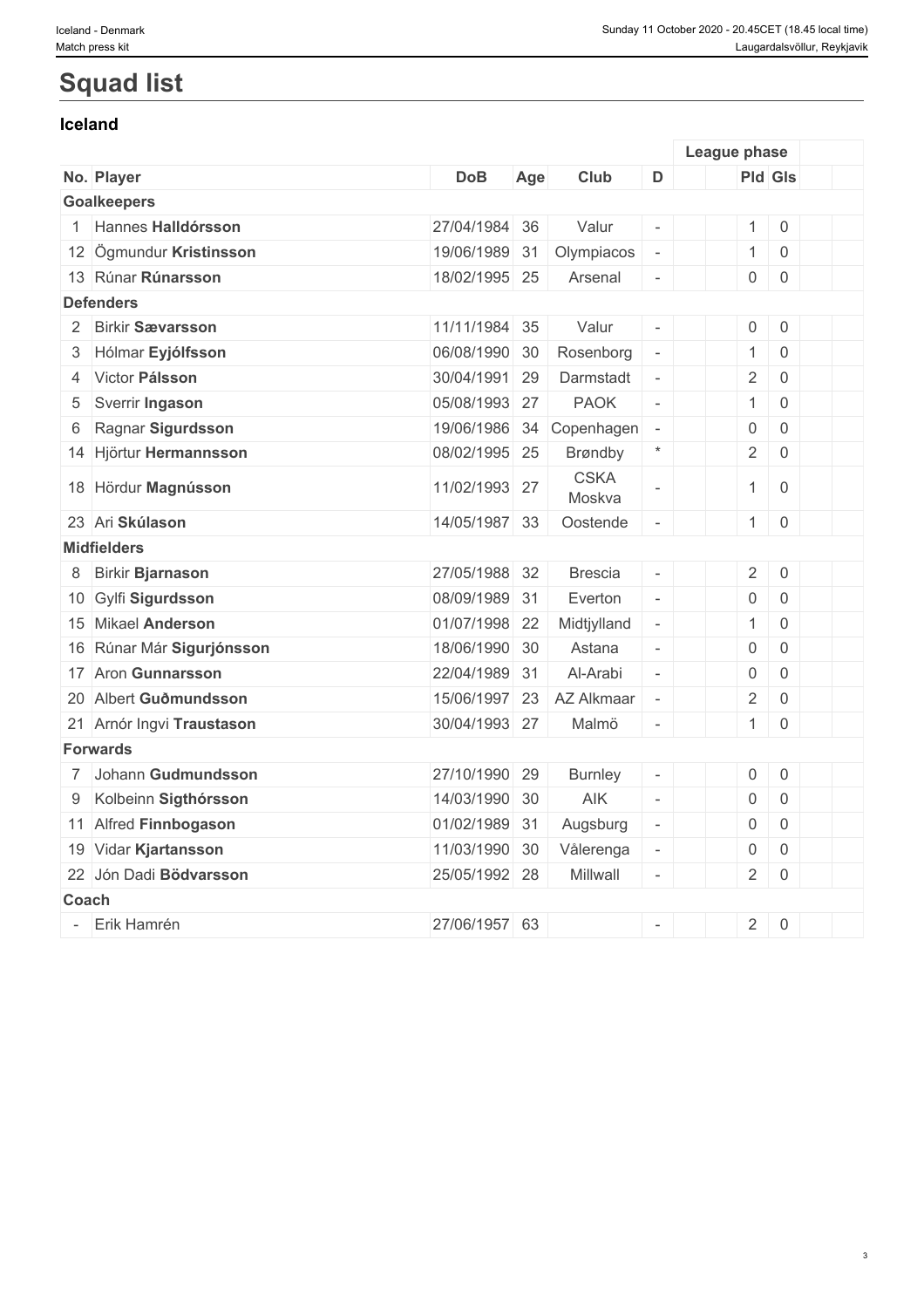# Squad list

## Iceland

| No. | Player | DoB | Age | Club | D | | League phase | | | |
|---|---|---|---|---|---|---|---|---|---|---|
| | | | | | | | Pld | Gls | | |
| **Goalkeepers** | | | | | | | | | | |
| 1 | Hannes **Halldórsson** | 27/04/1984 | 36 | Valur | - | | 1 | 0 | | |
| 12 | Ögmundur **Kristinsson** | 19/06/1989 | 31 | Olympiacos | - | | 1 | 0 | | |
| 13 | Rúnar **Rúnarsson** | 18/02/1995 | 25 | Arsenal | - | | 0 | 0 | | |
| **Defenders** | | | | | | | | | | |
| 2 | Birkir **Sævarsson** | 11/11/1984 | 35 | Valur | - | | 0 | 0 | | |
| 3 | Hólmar **Eyjólfsson** | 06/08/1990 | 30 | Rosenborg | - | | 1 | 0 | | |
| 4 | Victor **Pálsson** | 30/04/1991 | 29 | Darmstadt | - | | 2 | 0 | | |
| 5 | Sverrir **Ingason** | 05/08/1993 | 27 | PAOK | - | | 1 | 0 | | |
| 6 | Ragnar **Sigurdsson** | 19/06/1986 | 34 | Copenhagen | - | | 0 | 0 | | |
| 14 | Hjörtur **Hermannsson** | 08/02/1995 | 25 | Brøndby | * | | 2 | 0 | | |
| 18 | Hördur **Magnússon** | 11/02/1993 | 27 | CSKA Moskva | - | | 1 | 0 | | |
| 23 | Ari **Skúlason** | 14/05/1987 | 33 | Oostende | - | | 1 | 0 | | |
| **Midfielders** | | | | | | | | | | |
| 8 | Birkir **Bjarnason** | 27/05/1988 | 32 | Brescia | - | | 2 | 0 | | |
| 10 | Gylfi **Sigurdsson** | 08/09/1989 | 31 | Everton | - | | 0 | 0 | | |
| 15 | Mikael **Anderson** | 01/07/1998 | 22 | Midtjylland | - | | 1 | 0 | | |
| 16 | Rúnar Már **Sigurjónsson** | 18/06/1990 | 30 | Astana | - | | 0 | 0 | | |
| 17 | Aron **Gunnarsson** | 22/04/1989 | 31 | Al-Arabi | - | | 0 | 0 | | |
| 20 | Albert **Guðmundsson** | 15/06/1997 | 23 | AZ Alkmaar | - | | 2 | 0 | | |
| 21 | Arnór Ingvi **Traustason** | 30/04/1993 | 27 | Malmö | - | | 1 | 0 | | |
| **Forwards** | | | | | | | | | | |
| 7 | Johann **Gudmundsson** | 27/10/1990 | 29 | Burnley | - | | 0 | 0 | | |
| 9 | Kolbeinn **Sigthórsson** | 14/03/1990 | 30 | AIK | - | | 0 | 0 | | |
| 11 | Alfred **Finnbogason** | 01/02/1989 | 31 | Augsburg | - | | 0 | 0 | | |
| 19 | Vidar **Kjartansson** | 11/03/1990 | 30 | Vålerenga | - | | 0 | 0 | | |
| 22 | Jón Dadi **Bödvarsson** | 25/05/1992 | 28 | Millwall | - | | 2 | 0 | | |
| **Coach** | | | | | | | | | | |
| - | Erik Hamrén | 27/06/1957 | 63 | | - | | 2 | 0 | | |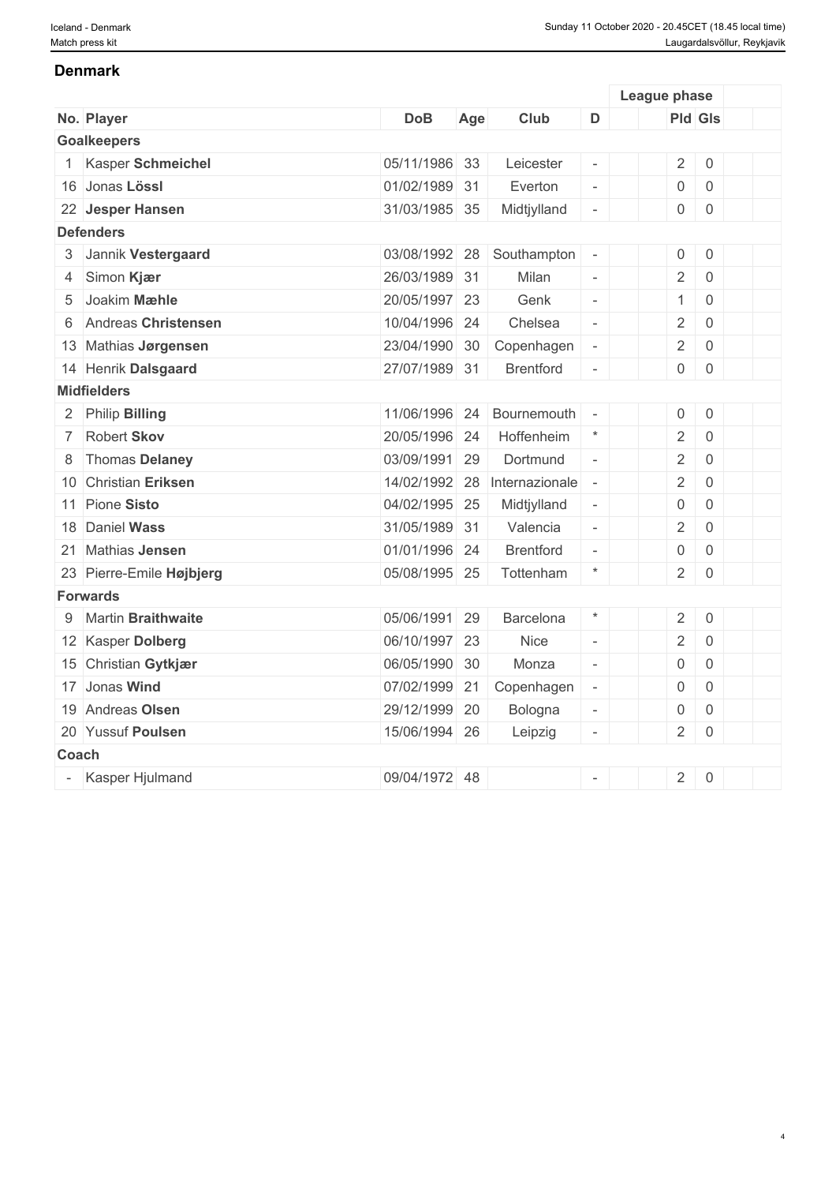## Denmark

| No. | Player | DoB | Age | Club | D | | League phase | | | |
|---|---|---|---|---|---|---|---|---|---|---|
| | | | | | | | Pld | Gls | | |
| **Goalkeepers** | | | | | | | | | | |
| 1 | Kasper **Schmeichel** | 05/11/1986 | 33 | Leicester | - | | 2 | 0 | | |
| 16 | Jonas **Lössl** | 01/02/1989 | 31 | Everton | - | | 0 | 0 | | |
| 22 | **Jesper Hansen** | 31/03/1985 | 35 | Midtjylland | - | | 0 | 0 | | |
| **Defenders** | | | | | | | | | | |
| 3 | Jannik **Vestergaard** | 03/08/1992 | 28 | Southampton | - | | 0 | 0 | | |
| 4 | Simon **Kjær** | 26/03/1989 | 31 | Milan | - | | 2 | 0 | | |
| 5 | Joakim **Mæhle** | 20/05/1997 | 23 | Genk | - | | 1 | 0 | | |
| 6 | Andreas **Christensen** | 10/04/1996 | 24 | Chelsea | - | | 2 | 0 | | |
| 13 | Mathias **Jørgensen** | 23/04/1990 | 30 | Copenhagen | - | | 2 | 0 | | |
| 14 | Henrik **Dalsgaard** | 27/07/1989 | 31 | Brentford | - | | 0 | 0 | | |
| **Midfielders** | | | | | | | | | | |
| 2 | Philip **Billing** | 11/06/1996 | 24 | Bournemouth | - | | 0 | 0 | | |
| 7 | Robert **Skov** | 20/05/1996 | 24 | Hoffenheim | * | | 2 | 0 | | |
| 8 | Thomas **Delaney** | 03/09/1991 | 29 | Dortmund | - | | 2 | 0 | | |
| 10 | Christian **Eriksen** | 14/02/1992 | 28 | Internazionale | - | | 2 | 0 | | |
| 11 | Pione **Sisto** | 04/02/1995 | 25 | Midtjylland | - | | 0 | 0 | | |
| 18 | Daniel **Wass** | 31/05/1989 | 31 | Valencia | - | | 2 | 0 | | |
| 21 | Mathias **Jensen** | 01/01/1996 | 24 | Brentford | - | | 0 | 0 | | |
| 23 | Pierre-Emile **Højbjerg** | 05/08/1995 | 25 | Tottenham | * | | 2 | 0 | | |
| **Forwards** | | | | | | | | | | |
| 9 | Martin **Braithwaite** | 05/06/1991 | 29 | Barcelona | * | | 2 | 0 | | |
| 12 | Kasper **Dolberg** | 06/10/1997 | 23 | Nice | - | | 2 | 0 | | |
| 15 | Christian **Gytkjær** | 06/05/1990 | 30 | Monza | - | | 0 | 0 | | |
| 17 | Jonas **Wind** | 07/02/1999 | 21 | Copenhagen | - | | 0 | 0 | | |
| 19 | Andreas **Olsen** | 29/12/1999 | 20 | Bologna | - | | 0 | 0 | | |
| 20 | Yussuf **Poulsen** | 15/06/1994 | 26 | Leipzig | - | | 2 | 0 | | |
| **Coach** | | | | | | | | | | |
| - | Kasper Hjulmand | 09/04/1972 | 48 | | - | | 2 | 0 | | |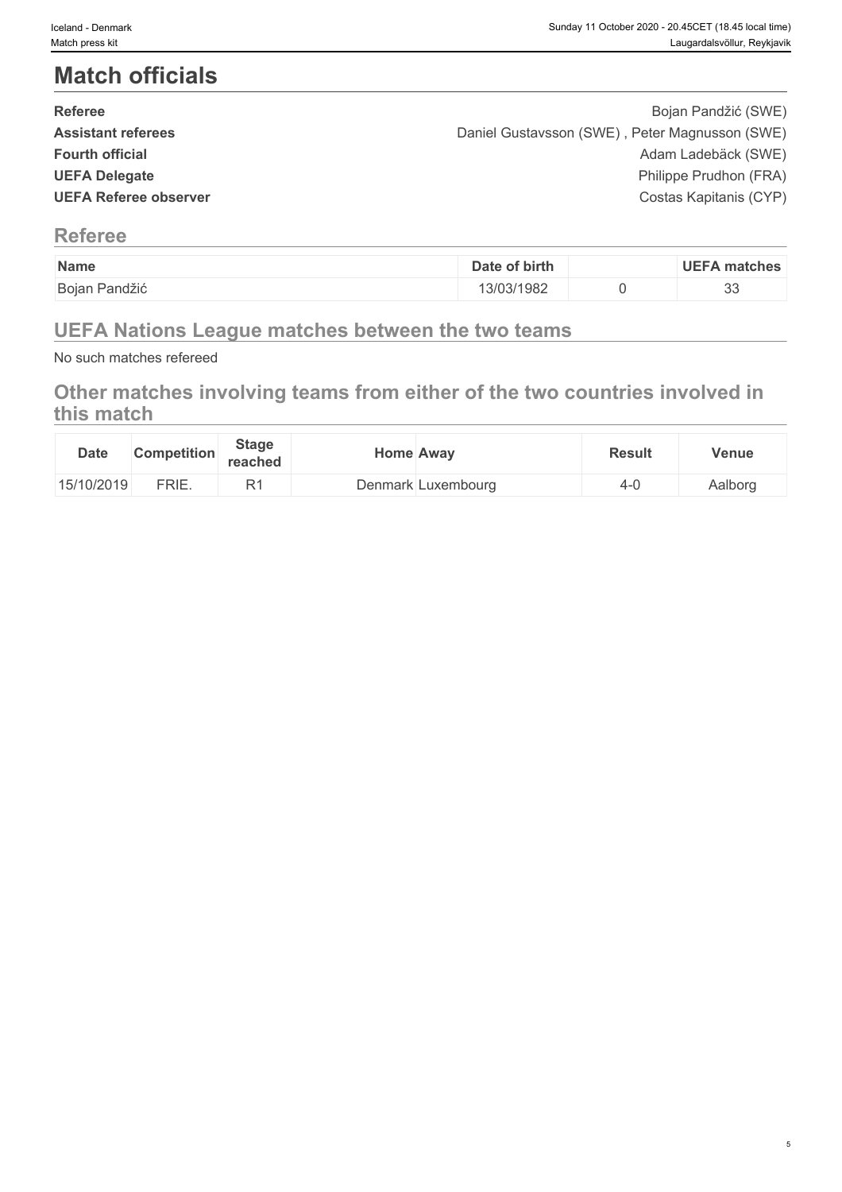# Match officials

| | |
|---|---|
| **Referee** | Bojan Pandžić (SWE) |
| **Assistant referees** | Daniel Gustavsson (SWE) , Peter Magnusson (SWE) |
| **Fourth official** | Adam Ladebäck (SWE) |
| **UEFA Delegate** | Philippe Prudhon (FRA) |
| **UEFA Referee observer** | Costas Kapitanis (CYP) |

## Referee

| Name | Date of birth | | UEFA matches |
|---|---|---|---|
| Bojan Pandžić | 13/03/1982 | 0 | 33 |

## UEFA Nations League matches between the two teams

No such matches refereed

## Other matches involving teams from either of the two countries involved in this match

| Date | Competition | Stage reached | Home | Away | Result | Venue |
|---|---|---|---|---|---|---|
| 15/10/2019 | FRIE. | R1 | Denmark | Luxembourg | 4-0 | Aalborg |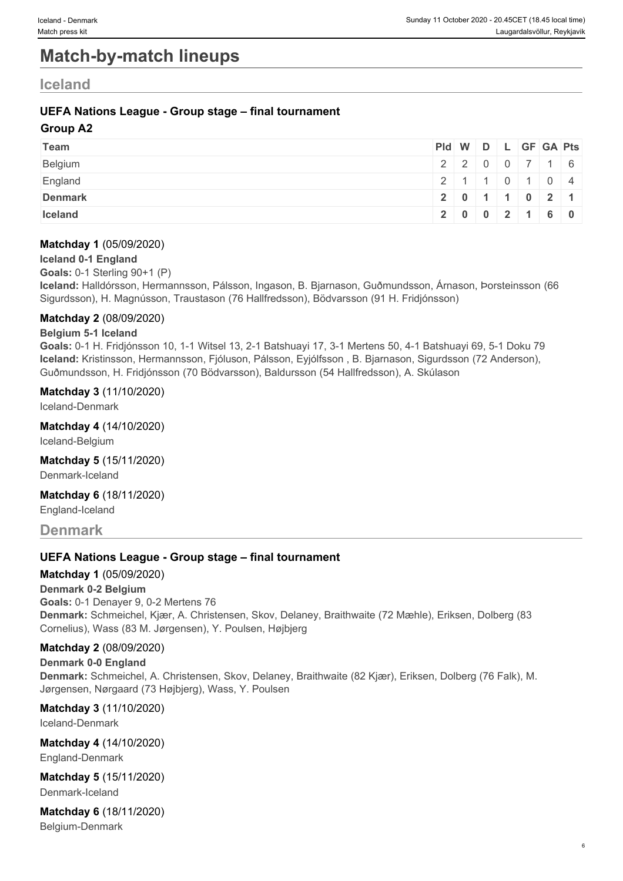# Match-by-match lineups

## Iceland

### UEFA Nations League - Group stage – final tournament

#### Group A2

| Team | Pld | W | D | L | GF | GA | Pts |
|---|---|---|---|---|---|---|---|
| Belgium | 2 | 2 | 0 | 0 | 7 | 1 | 6 |
| England | 2 | 1 | 1 | 0 | 1 | 0 | 4 |
| **Denmark** | **2** | **0** | **1** | **1** | **0** | **2** | **1** |
| **Iceland** | **2** | **0** | **0** | **2** | **1** | **6** | **0** |

**Matchday 1** (05/09/2020)

**Iceland 0-1 England**

**Goals:** 0-1 Sterling 90+1 (P)

**Iceland:** Halldórsson, Hermannsson, Pálsson, Ingason, B. Bjarnason, Guðmundsson, Árnason, Þorsteinsson (66 Sigurdsson), H. Magnússon, Traustason (76 Hallfredsson), Bödvarsson (91 H. Fridjónsson)

**Matchday 2** (08/09/2020)

**Belgium 5-1 Iceland**

**Goals:** 0-1 H. Fridjónsson 10, 1-1 Witsel 13, 2-1 Batshuayi 17, 3-1 Mertens 50, 4-1 Batshuayi 69, 5-1 Doku 79

**Iceland:** Kristinsson, Hermannsson, Fjóluson, Pálsson, Eyjólfsson , B. Bjarnason, Sigurdsson (72 Anderson), Guðmundsson, H. Fridjónsson (70 Bödvarsson), Baldursson (54 Hallfredsson), A. Skúlason

**Matchday 3** (11/10/2020)

Iceland-Denmark

**Matchday 4** (14/10/2020)

Iceland-Belgium

**Matchday 5** (15/11/2020)

Denmark-Iceland

**Matchday 6** (18/11/2020)

England-Iceland

## Denmark

### UEFA Nations League - Group stage – final tournament

**Matchday 1** (05/09/2020)

**Denmark 0-2 Belgium**

**Goals:** 0-1 Denayer 9, 0-2 Mertens 76

**Denmark:** Schmeichel, Kjær, A. Christensen, Skov, Delaney, Braithwaite (72 Mæhle), Eriksen, Dolberg (83 Cornelius), Wass (83 M. Jørgensen), Y. Poulsen, Højbjerg

**Matchday 2** (08/09/2020)

**Denmark 0-0 England**

**Denmark:** Schmeichel, A. Christensen, Skov, Delaney, Braithwaite (82 Kjær), Eriksen, Dolberg (76 Falk), M. Jørgensen, Nørgaard (73 Højbjerg), Wass, Y. Poulsen

**Matchday 3** (11/10/2020)

Iceland-Denmark

**Matchday 4** (14/10/2020)

England-Denmark

**Matchday 5** (15/11/2020)

Denmark-Iceland

**Matchday 6** (18/11/2020)

Belgium-Denmark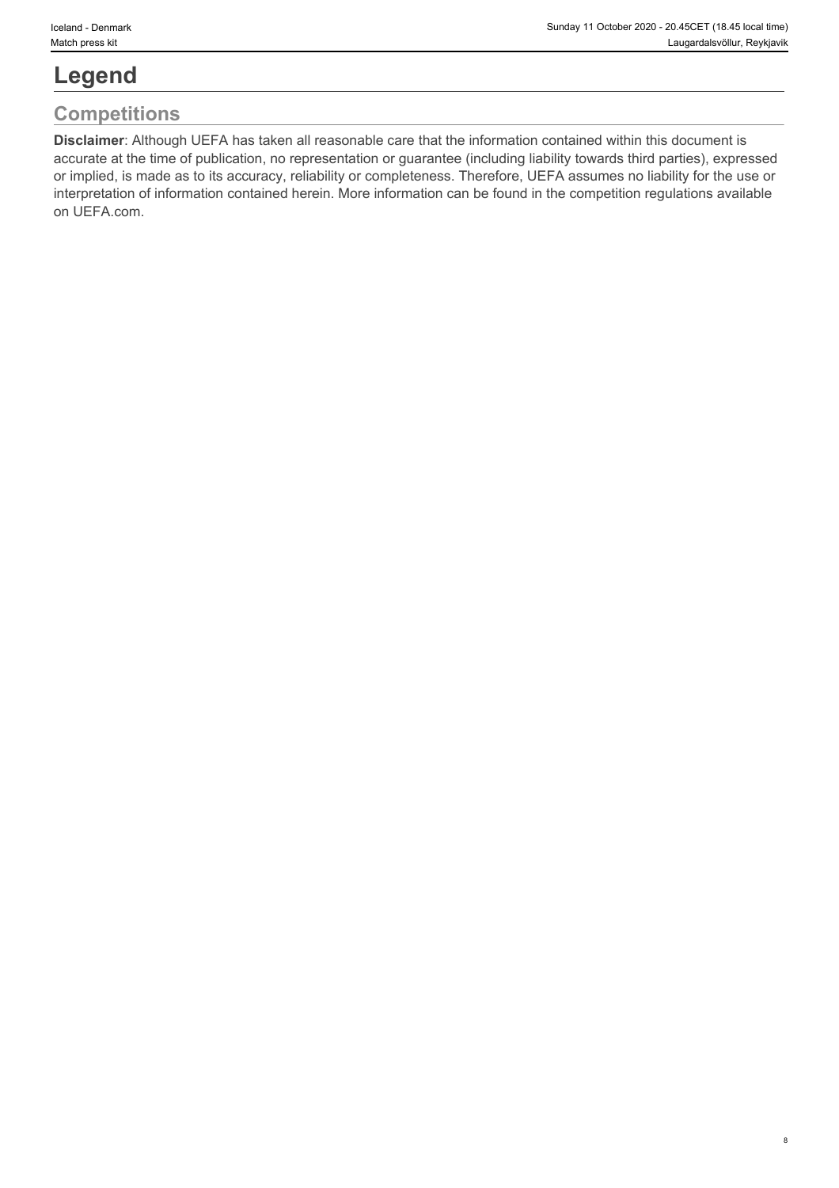# Legend

## Competitions

**Disclaimer**: Although UEFA has taken all reasonable care that the information contained within this document is accurate at the time of publication, no representation or guarantee (including liability towards third parties), expressed or implied, is made as to its accuracy, reliability or completeness. Therefore, UEFA assumes no liability for the use or interpretation of information contained herein. More information can be found in the competition regulations available on UEFA.com.